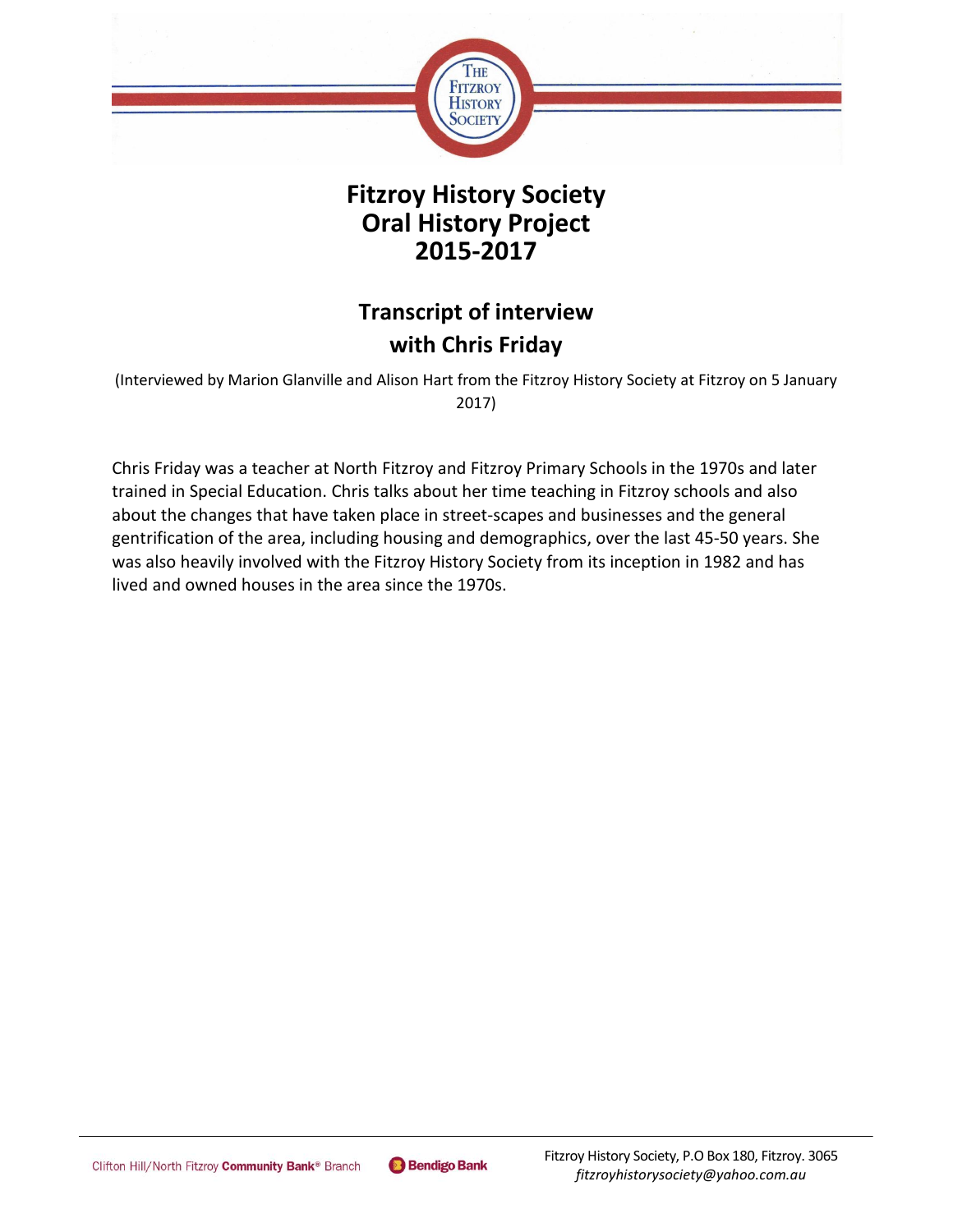# Fitzroy History Society Oral History Project 2015-2017

## Transcript of interview with Chris Friday

(Interviewed by Marion Glanville and Alison Hart from the Fitzroy History Society at Fitzroy on 5 January 2017)

Chris Friday was a teacher at North Fitzroy and Fitzroy Primary Schools in the 1970s and later trained in Special Education. Chris talks about her time teaching in Fitzroy schools and also about the changes that have taken place in street-scapes and businesses and the general gentrification of the area, including housing and demographics, over the last 45-50 years. She was also heavily involved with the Fitzroy History Society from its inception in 1982 and has lived and owned houses in the area since the 1970s.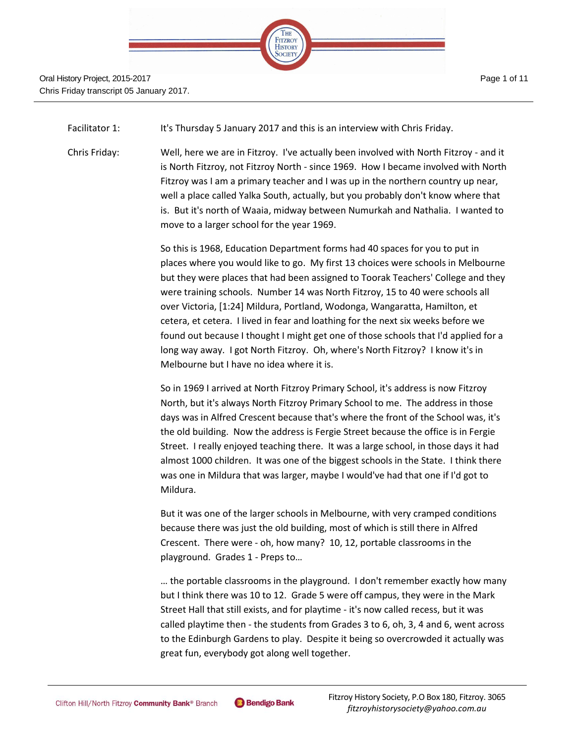Facilitator 1: It's Thursday 5 January 2017 and this is an interview with Chris Friday.

Chris Friday: Well, here we are in Fitzroy. I've actually been involved with North Fitzroy - and it is North Fitzroy, not Fitzroy North - since 1969. How I became involved with North Fitzroy was I am a primary teacher and I was up in the northern country up near, well a place called Yalka South, actually, but you probably don't know where that is. But it's north of Waaia, midway between Numurkah and Nathalia. I wanted to move to a larger school for the year 1969.

So this is 1968, Education Department forms had 40 spaces for you to put in places where you would like to go. My first 13 choices were schools in Melbourne but they were places that had been assigned to Toorak Teachers' College and they were training schools. Number 14 was North Fitzroy, 15 to 40 were schools all over Victoria, [1:24] Mildura, Portland, Wodonga, Wangaratta, Hamilton, et cetera, et cetera. I lived in fear and loathing for the next six weeks before we found out because I thought I might get one of those schools that I'd applied for a long way away. I got North Fitzroy. Oh, where's North Fitzroy? I know it's in Melbourne but I have no idea where it is.

So in 1969 I arrived at North Fitzroy Primary School, it's address is now Fitzroy North, but it's always North Fitzroy Primary School to me. The address in those days was in Alfred Crescent because that's where the front of the School was, it's the old building. Now the address is Fergie Street because the office is in Fergie Street. I really enjoyed teaching there. It was a large school, in those days it had almost 1000 children. It was one of the biggest schools in the State. I think there was one in Mildura that was larger, maybe I would've had that one if I'd got to Mildura.

But it was one of the larger schools in Melbourne, with very cramped conditions because there was just the old building, most of which is still there in Alfred Crescent. There were - oh, how many? 10, 12, portable classrooms in the playground. Grades 1 - Preps to…

… the portable classrooms in the playground. I don't remember exactly how many but I think there was 10 to 12. Grade 5 were off campus, they were in the Mark Street Hall that still exists, and for playtime - it's now called recess, but it was called playtime then - the students from Grades 3 to 6, oh, 3, 4 and 6, went across to the Edinburgh Gardens to play. Despite it being so overcrowded it actually was great fun, everybody got along well together.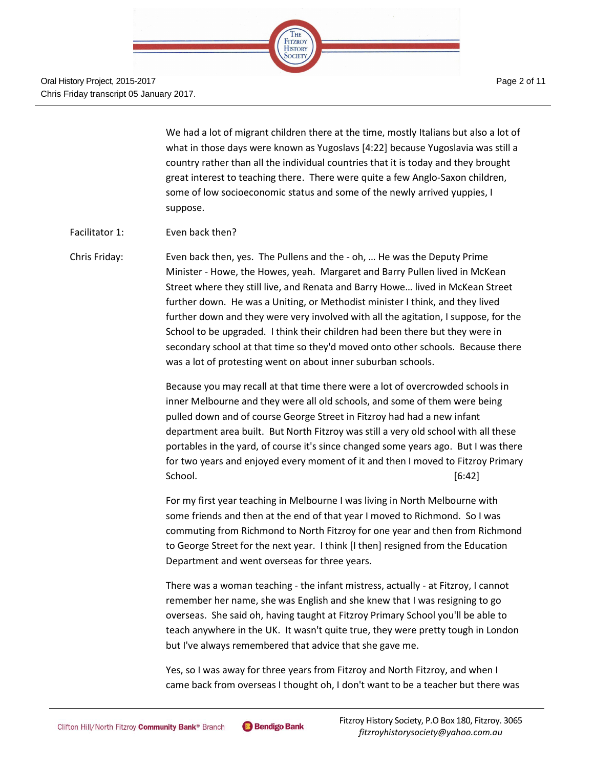We had a lot of migrant children there at the time, mostly Italians but also a lot of what in those days were known as Yugoslavs [4:22] because Yugoslavia was still a country rather than all the individual countries that it is today and they brought great interest to teaching there. There were quite a few Anglo-Saxon children, some of low socioeconomic status and some of the newly arrived yuppies, I suppose.

Facitator 1: Even back then?

Chris Friday: Even back then, yes. The Pullens and the - oh, … He was the Deputy Prime Minister - Howe, the Howes, yeah. Margaret and Barry Pullen lived in McKean Street where they still live, and Renata and Barry Howe… lived in McKean Street further down. He was a Uniting, or Methodist minister I think, and they lived further down and they were very involved with all the agitation, I suppose, for the School to be upgraded. I think their children had been there but they were in secondary school at that time so they'd moved onto other schools. Because there was a lot of protesting went on about inner suburban schools.

Because you may recall at that time there were a lot of overcrowded schools in inner Melbourne and they were all old schools, and some of them were being pulled down and of course George Street in Fitzroy had had a new infant department area built. But North Fitzroy was still a very old school with all these portables in the yard, of course it's since changed some years ago. But I was there for two years and enjoyed every moment of it and then I moved to Fitzroy Primary School. [6:42]

For my first year teaching in Melbourne I was living in North Melbourne with some friends and then at the end of that year I moved to Richmond. So I was commuting from Richmond to North Fitzroy for one year and then from Richmond to George Street for the next year. I think [I then] resigned from the Education Department and went overseas for three years.

There was a woman teaching - the infant mistress, actually - at Fitzroy, I cannot remember her name, she was English and she knew that I was resigning to go overseas. She said oh, having taught at Fitzroy Primary School you'll be able to teach anywhere in the UK. It wasn't quite true, they were pretty tough in London but I've always remembered that advice that she gave me.

Yes, so I was away for three years from Fitzroy and North Fitzroy, and when I came back from overseas I thought oh, I don't want to be a teacher but there was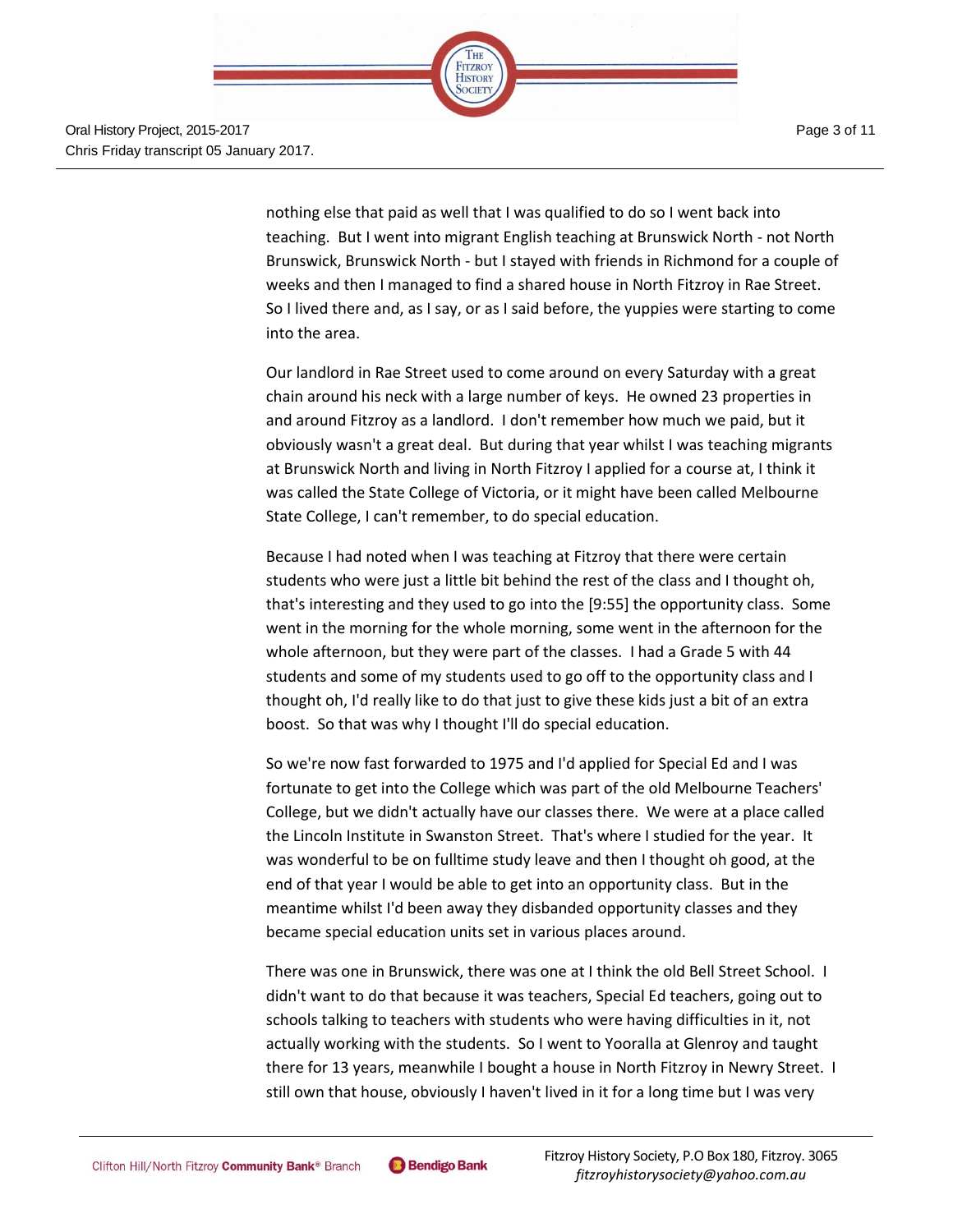nothing else that paid as well that I was qualified to do so I went back into teaching. But I went into migrant English teaching at Brunswick North - not North Brunswick, Brunswick North - but I stayed with friends in Richmond for a couple of weeks and then I managed to find a shared house in North Fitzroy in Rae Street. So I lived there and, as I say, or as I said before, the yuppies were starting to come into the area.

Our landlord in Rae Street used to come around on every Saturday with a great chain around his neck with a large number of keys. He owned 23 properties in and around Fitzroy as a landlord. I don't remember how much we paid, but it obviously wasn't a great deal. But during that year whilst I was teaching migrants at Brunswick North and living in North Fitzroy I applied for a course at, I think it was called the State College of Victoria, or it might have been called Melbourne State College, I can't remember, to do special education.

Because I had noted when I was teaching at Fitzroy that there were certain students who were just a little bit behind the rest of the class and I thought oh, that's interesting and they used to go into the [9:55] the opportunity class. Some went in the morning for the whole morning, some went in the afternoon for the whole afternoon, but they were part of the classes. I had a Grade 5 with 44 students and some of my students used to go off to the opportunity class and I thought oh, I'd really like to do that just to give these kids just a bit of an extra boost. So that was why I thought I'll do special education.

So we're now fast forwarded to 1975 and I'd applied for Special Ed and I was fortunate to get into the College which was part of the old Melbourne Teachers' College, but we didn't actually have our classes there. We were at a place called the Lincoln Institute in Swanston Street. That's where I studied for the year. It was wonderful to be on fulltime study leave and then I thought oh good, at the end of that year I would be able to get into an opportunity class. But in the meantime whilst I'd been away they disbanded opportunity classes and they became special education units set in various places around.

There was one in Brunswick, there was one at I think the old Bell Street School. I didn't want to do that because it was teachers, Special Ed teachers, going out to schools talking to teachers with students who were having difficulties in it, not actually working with the students. So I went to Yooralla at Glenroy and taught there for 13 years, meanwhile I bought a house in North Fitzroy in Newry Street. I still own that house, obviously I haven't lived in it for a long time but I was very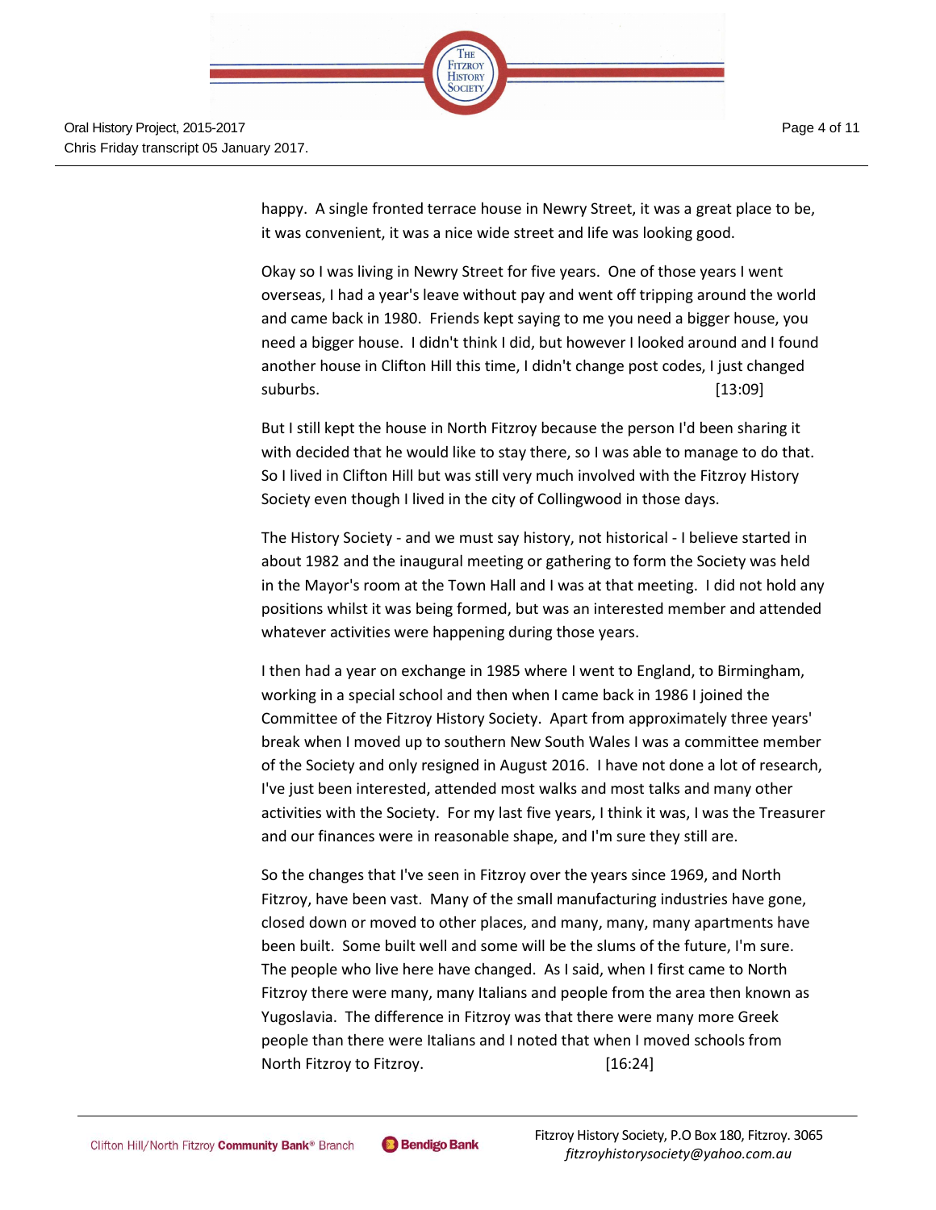happy. A single fronted terrace house in Newry Street, it was a great place to be, it was convenient, it was a nice wide street and life was looking good.

Okay so I was living in Newry Street for five years. One of those years I went overseas, I had a year's leave without pay and went off tripping around the world and came back in 1980. Friends kept saying to me you need a bigger house, you need a bigger house. I didn't think I did, but however I looked around and I found another house in Clifton Hill this time, I didn't change post codes, I just changed suburbs. [13:09]

But I still kept the house in North Fitzroy because the person I'd been sharing it with decided that he would like to stay there, so I was able to manage to do that. So I lived in Clifton Hill but was still very much involved with the Fitzroy History Society even though I lived in the city of Collingwood in those days.

The History Society - and we must say history, not historical - I believe started in about 1982 and the inaugural meeting or gathering to form the Society was held in the Mayor's room at the Town Hall and I was at that meeting. I did not hold any positions whilst it was being formed, but was an interested member and attended whatever activities were happening during those years.

I then had a year on exchange in 1985 where I went to England, to Birmingham, working in a special school and then when I came back in 1986 I joined the Committee of the Fitzroy History Society. Apart from approximately three years' break when I moved up to southern New South Wales I was a committee member of the Society and only resigned in August 2016. I have not done a lot of research, I've just been interested, attended most walks and most talks and many other activities with the Society. For my last five years, I think it was, I was the Treasurer and our finances were in reasonable shape, and I'm sure they still are.

So the changes that I've seen in Fitzroy over the years since 1969, and North Fitzroy, have been vast. Many of the small manufacturing industries have gone, closed down or moved to other places, and many, many, many apartments have been built. Some built well and some will be the slums of the future, I'm sure. The people who live here have changed. As I said, when I first came to North Fitzroy there were many, many Italians and people from the area then known as Yugoslavia. The difference in Fitzroy was that there were many more Greek people than there were Italians and I noted that when I moved schools from North Fitzroy to Fitzroy. [16:24]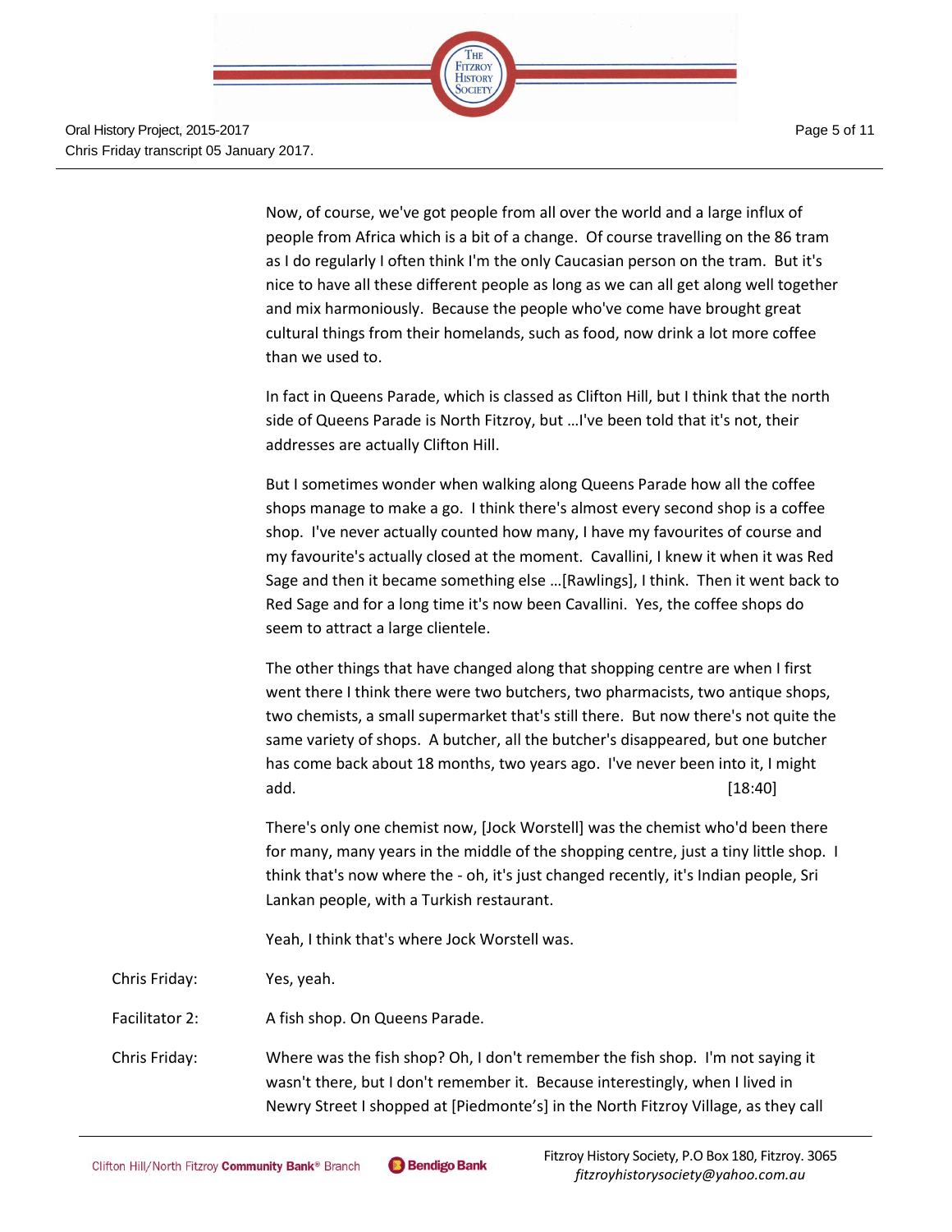Now, of course, we've got people from all over the world and a large influx of people from Africa which is a bit of a change. Of course travelling on the 86 tram as I do regularly I often think I'm the only Caucasian person on the tram. But it's nice to have all these different people as long as we can all get along well together and mix harmoniously. Because the people who've come have brought great cultural things from their homelands, such as food, now drink a lot more coffee than we used to.

In fact in Queens Parade, which is classed as Clifton Hill, but I think that the north side of Queens Parade is North Fitzroy, but …I've been told that it's not, their addresses are actually Clifton Hill.

But I sometimes wonder when walking along Queens Parade how all the coffee shops manage to make a go. I think there's almost every second shop is a coffee shop. I've never actually counted how many, I have my favourites of course and my favourite's actually closed at the moment. Cavallini, I knew it when it was Red Sage and then it became something else …[Rawlings], I think. Then it went back to Red Sage and for a long time it's now been Cavallini. Yes, the coffee shops do seem to attract a large clientele.

The other things that have changed along that shopping centre are when I first went there I think there were two butchers, two pharmacists, two antique shops, two chemists, a small supermarket that's still there. But now there's not quite the same variety of shops. A butcher, all the butcher's disappeared, but one butcher has come back about 18 months, two years ago. I've never been into it, I might add. [18:40]

There's only one chemist now, [Jock Worstell] was the chemist who'd been there for many, many years in the middle of the shopping centre, just a tiny little shop. I think that's now where the - oh, it's just changed recently, it's Indian people, Sri Lankan people, with a Turkish restaurant.

Yeah, I think that's where Jock Worstell was.

Chris Friday: Yes, yeah.

Facilitator 2: A fish shop. On Queens Parade.

Chris Friday: Where was the fish shop? Oh, I don't remember the fish shop. I'm not saying it wasn't there, but I don't remember it. Because interestingly, when I lived in Newry Street I shopped at [Piedmonte's] in the North Fitzroy Village, as they call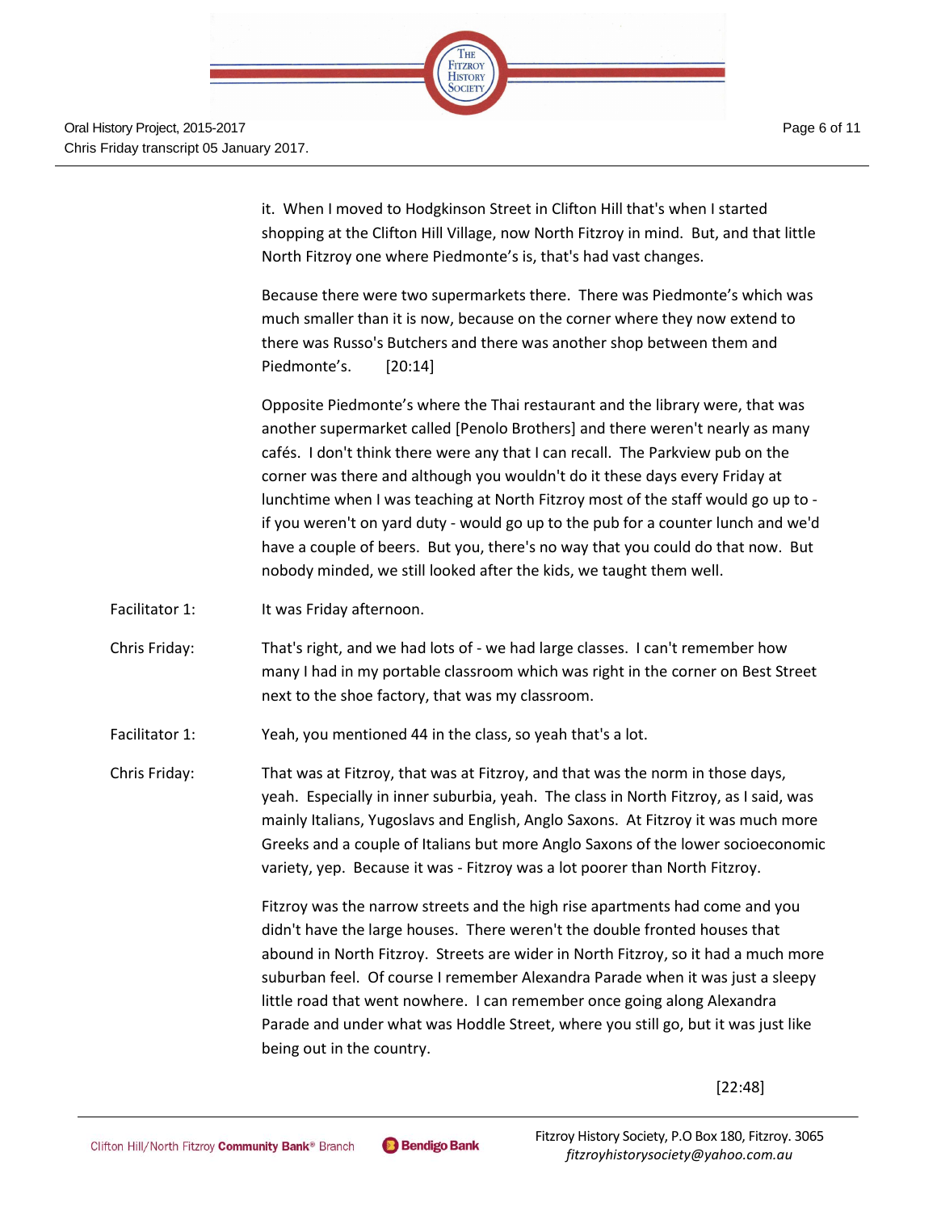it. When I moved to Hodgkinson Street in Clifton Hill that's when I started shopping at the Clifton Hill Village, now North Fitzroy in mind. But, and that little North Fitzroy one where Piedmonte's is, that's had vast changes.

Because there were two supermarkets there. There was Piedmonte's which was much smaller than it is now, because on the corner where they now extend to there was Russo's Butchers and there was another shop between them and Piedmonte's. [20:14]

Opposite Piedmonte's where the Thai restaurant and the library were, that was another supermarket called [Penolo Brothers] and there weren't nearly as many cafés. I don't think there were any that I can recall. The Parkview pub on the corner was there and although you wouldn't do it these days every Friday at lunchtime when I was teaching at North Fitzroy most of the staff would go up to - if you weren't on yard duty - would go up to the pub for a counter lunch and we'd have a couple of beers. But you, there's no way that you could do that now. But nobody minded, we still looked after the kids, we taught them well.

Facilitator 1: It was Friday afternoon.

Chris Friday: That's right, and we had lots of - we had large classes. I can't remember how many I had in my portable classroom which was right in the corner on Best Street next to the shoe factory, that was my classroom.

Facilitator 1: Yeah, you mentioned 44 in the class, so yeah that's a lot.

Chris Friday: That was at Fitzroy, that was at Fitzroy, and that was the norm in those days, yeah. Especially in inner suburbia, yeah. The class in North Fitzroy, as I said, was mainly Italians, Yugoslavs and English, Anglo Saxons. At Fitzroy it was much more Greeks and a couple of Italians but more Anglo Saxons of the lower socioeconomic variety, yep. Because it was - Fitzroy was a lot poorer than North Fitzroy.

Fitzroy was the narrow streets and the high rise apartments had come and you didn't have the large houses. There weren't the double fronted houses that abound in North Fitzroy. Streets are wider in North Fitzroy, so it had a much more suburban feel. Of course I remember Alexandra Parade when it was just a sleepy little road that went nowhere. I can remember once going along Alexandra Parade and under what was Hoddle Street, where you still go, but it was just like being out in the country.

[22:48]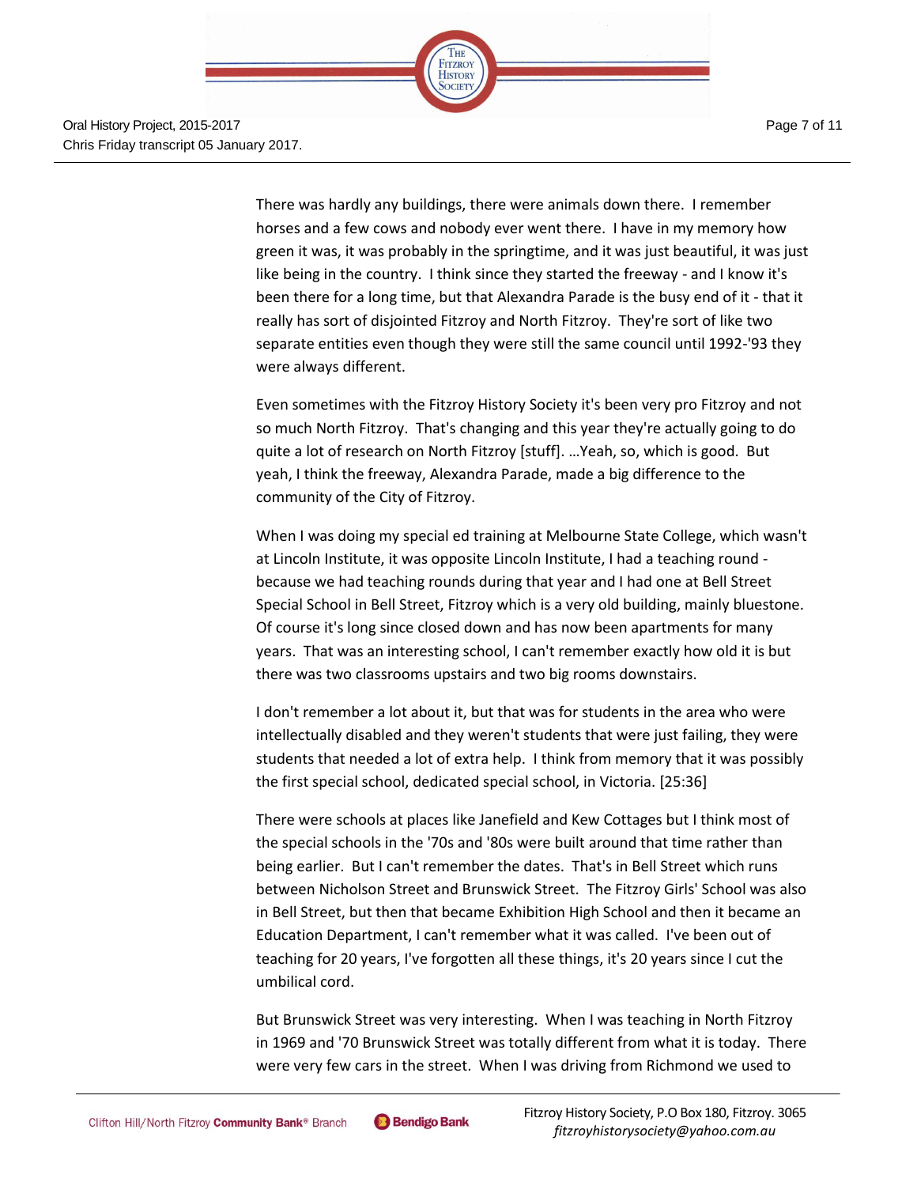There was hardly any buildings, there were animals down there. I remember horses and a few cows and nobody ever went there. I have in my memory how green it was, it was probably in the springtime, and it was just beautiful, it was just like being in the country. I think since they started the freeway - and I know it's been there for a long time, but that Alexandra Parade is the busy end of it - that it really has sort of disjointed Fitzroy and North Fitzroy. They're sort of like two separate entities even though they were still the same council until 1992-'93 they were always different.

Even sometimes with the Fitzroy History Society it's been very pro Fitzroy and not so much North Fitzroy. That's changing and this year they're actually going to do quite a lot of research on North Fitzroy [stuff]. …Yeah, so, which is good. But yeah, I think the freeway, Alexandra Parade, made a big difference to the community of the City of Fitzroy.

When I was doing my special ed training at Melbourne State College, which wasn't at Lincoln Institute, it was opposite Lincoln Institute, I had a teaching round - because we had teaching rounds during that year and I had one at Bell Street Special School in Bell Street, Fitzroy which is a very old building, mainly bluestone. Of course it's long since closed down and has now been apartments for many years. That was an interesting school, I can't remember exactly how old it is but there was two classrooms upstairs and two big rooms downstairs.

I don't remember a lot about it, but that was for students in the area who were intellectually disabled and they weren't students that were just failing, they were students that needed a lot of extra help. I think from memory that it was possibly the first special school, dedicated special school, in Victoria. [25:36]

There were schools at places like Janefield and Kew Cottages but I think most of the special schools in the '70s and '80s were built around that time rather than being earlier. But I can't remember the dates. That's in Bell Street which runs between Nicholson Street and Brunswick Street. The Fitzroy Girls' School was also in Bell Street, but then that became Exhibition High School and then it became an Education Department, I can't remember what it was called. I've been out of teaching for 20 years, I've forgotten all these things, it's 20 years since I cut the umbilical cord.

But Brunswick Street was very interesting. When I was teaching in North Fitzroy in 1969 and '70 Brunswick Street was totally different from what it is today. There were very few cars in the street. When I was driving from Richmond we used to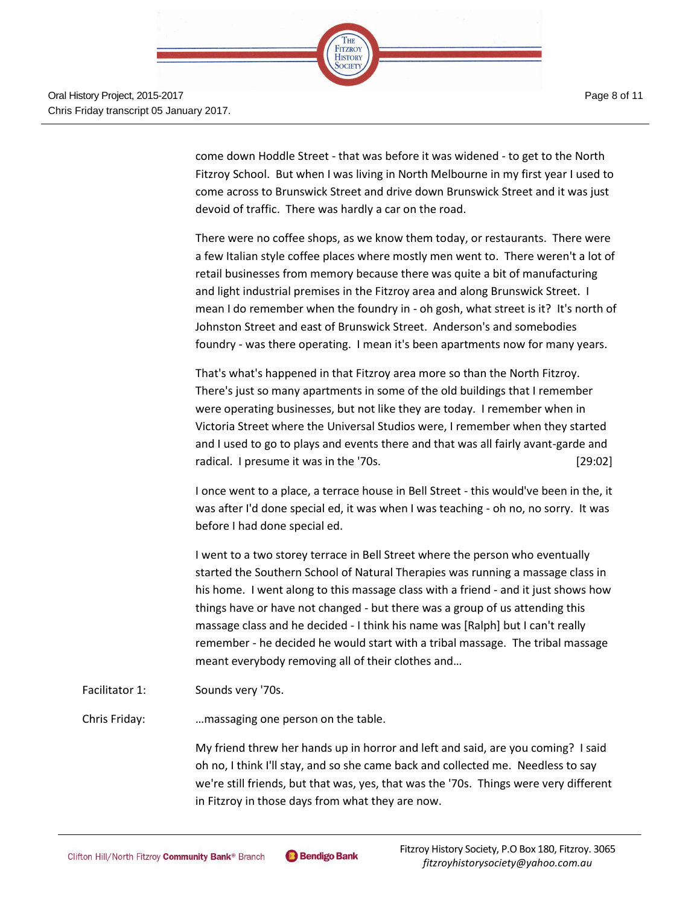come down Hoddle Street - that was before it was widened - to get to the North Fitzroy School. But when I was living in North Melbourne in my first year I used to come across to Brunswick Street and drive down Brunswick Street and it was just devoid of traffic. There was hardly a car on the road.

There were no coffee shops, as we know them today, or restaurants. There were a few Italian style coffee places where mostly men went to. There weren't a lot of retail businesses from memory because there was quite a bit of manufacturing and light industrial premises in the Fitzroy area and along Brunswick Street. I mean I do remember when the foundry in - oh gosh, what street is it? It's north of Johnston Street and east of Brunswick Street. Anderson's and somebodies foundry - was there operating. I mean it's been apartments now for many years.

That's what's happened in that Fitzroy area more so than the North Fitzroy. There's just so many apartments in some of the old buildings that I remember were operating businesses, but not like they are today. I remember when in Victoria Street where the Universal Studios were, I remember when they started and I used to go to plays and events there and that was all fairly avant-garde and radical. I presume it was in the '70s. [29:02]

I once went to a place, a terrace house in Bell Street - this would've been in the, it was after I'd done special ed, it was when I was teaching - oh no, no sorry. It was before I had done special ed.

I went to a two storey terrace in Bell Street where the person who eventually started the Southern School of Natural Therapies was running a massage class in his home. I went along to this massage class with a friend - and it just shows how things have or have not changed - but there was a group of us attending this massage class and he decided - I think his name was [Ralph] but I can't really remember - he decided he would start with a tribal massage. The tribal massage meant everybody removing all of their clothes and…

Facilitator 1: Sounds very '70s.

Chris Friday: …massaging one person on the table.

My friend threw her hands up in horror and left and said, are you coming? I said oh no, I think I'll stay, and so she came back and collected me. Needless to say we're still friends, but that was, yes, that was the '70s. Things were very different in Fitzroy in those days from what they are now.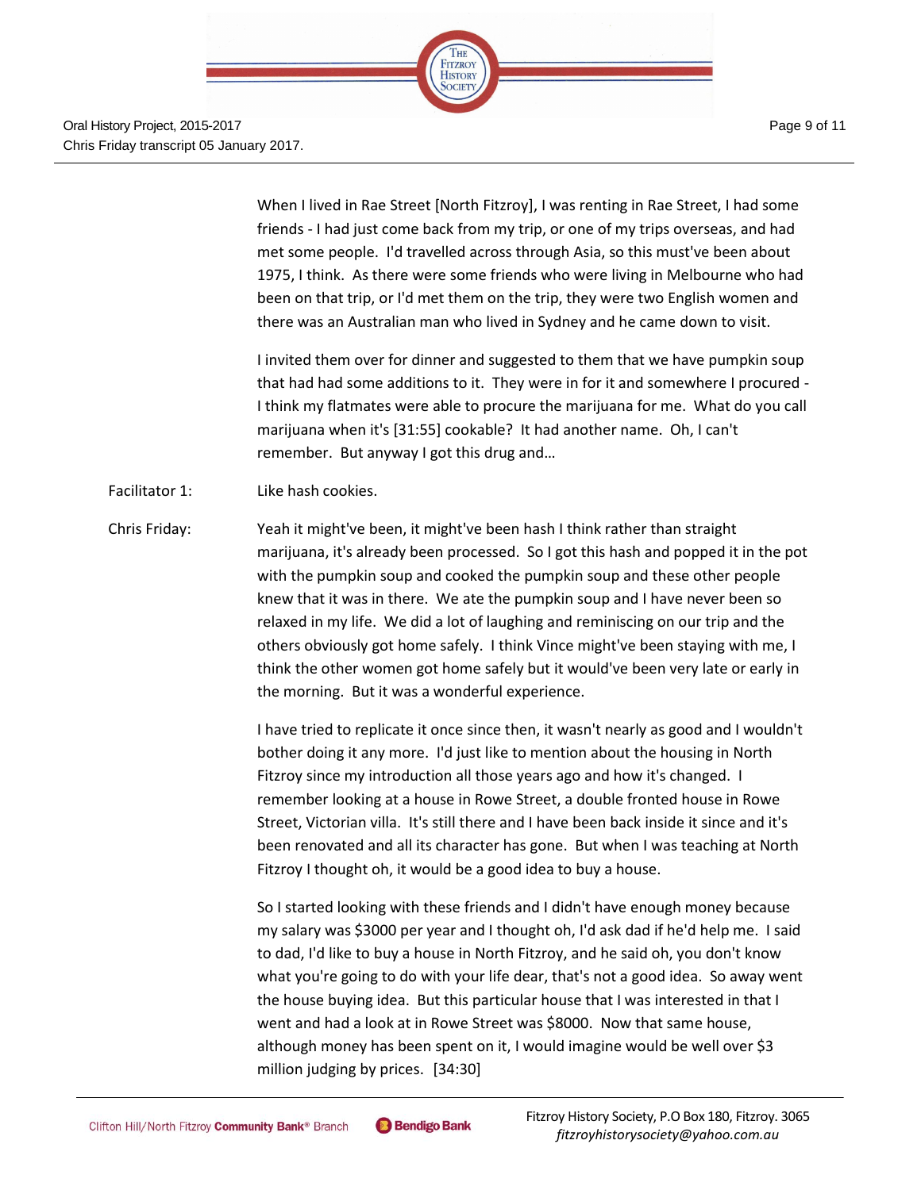When I lived in Rae Street [North Fitzroy], I was renting in Rae Street, I had some friends - I had just come back from my trip, or one of my trips overseas, and had met some people. I'd travelled across through Asia, so this must've been about 1975, I think. As there were some friends who were living in Melbourne who had been on that trip, or I'd met them on the trip, they were two English women and there was an Australian man who lived in Sydney and he came down to visit.

I invited them over for dinner and suggested to them that we have pumpkin soup that had had some additions to it. They were in for it and somewhere I procured - I think my flatmates were able to procure the marijuana for me. What do you call marijuana when it's [31:55] cookable? It had another name. Oh, I can't remember. But anyway I got this drug and…

Facilitator 1: Like hash cookies.

Chris Friday: Yeah it might've been, it might've been hash I think rather than straight marijuana, it's already been processed. So I got this hash and popped it in the pot with the pumpkin soup and cooked the pumpkin soup and these other people knew that it was in there. We ate the pumpkin soup and I have never been so relaxed in my life. We did a lot of laughing and reminiscing on our trip and the others obviously got home safely. I think Vince might've been staying with me, I think the other women got home safely but it would've been very late or early in the morning. But it was a wonderful experience.

I have tried to replicate it once since then, it wasn't nearly as good and I wouldn't bother doing it any more. I'd just like to mention about the housing in North Fitzroy since my introduction all those years ago and how it's changed. I remember looking at a house in Rowe Street, a double fronted house in Rowe Street, Victorian villa. It's still there and I have been back inside it since and it's been renovated and all its character has gone. But when I was teaching at North Fitzroy I thought oh, it would be a good idea to buy a house.

So I started looking with these friends and I didn't have enough money because my salary was $3000 per year and I thought oh, I'd ask dad if he'd help me. I said to dad, I'd like to buy a house in North Fitzroy, and he said oh, you don't know what you're going to do with your life dear, that's not a good idea. So away went the house buying idea. But this particular house that I was interested in that I went and had a look at in Rowe Street was $8000. Now that same house, although money has been spent on it, I would imagine would be well over $3 million judging by prices. [34:30]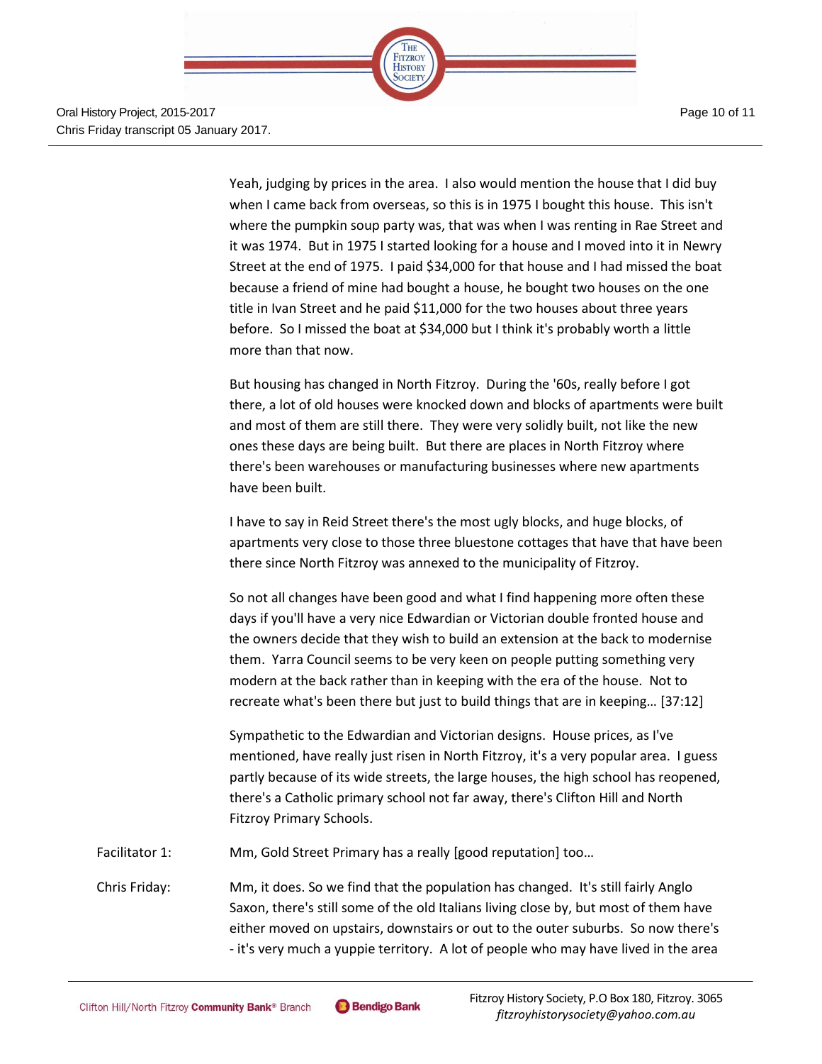Yeah, judging by prices in the area. I also would mention the house that I did buy when I came back from overseas, so this is in 1975 I bought this house. This isn't where the pumpkin soup party was, that was when I was renting in Rae Street and it was 1974. But in 1975 I started looking for a house and I moved into it in Newry Street at the end of 1975. I paid $34,000 for that house and I had missed the boat because a friend of mine had bought a house, he bought two houses on the one title in Ivan Street and he paid $11,000 for the two houses about three years before. So I missed the boat at $34,000 but I think it's probably worth a little more than that now.

But housing has changed in North Fitzroy. During the '60s, really before I got there, a lot of old houses were knocked down and blocks of apartments were built and most of them are still there. They were very solidly built, not like the new ones these days are being built. But there are places in North Fitzroy where there's been warehouses or manufacturing businesses where new apartments have been built.

I have to say in Reid Street there's the most ugly blocks, and huge blocks, of apartments very close to those three bluestone cottages that have that have been there since North Fitzroy was annexed to the municipality of Fitzroy.

So not all changes have been good and what I find happening more often these days if you'll have a very nice Edwardian or Victorian double fronted house and the owners decide that they wish to build an extension at the back to modernise them. Yarra Council seems to be very keen on people putting something very modern at the back rather than in keeping with the era of the house. Not to recreate what's been there but just to build things that are in keeping… [37:12]

Sympathetic to the Edwardian and Victorian designs. House prices, as I've mentioned, have really just risen in North Fitzroy, it's a very popular area. I guess partly because of its wide streets, the large houses, the high school has reopened, there's a Catholic primary school not far away, there's Clifton Hill and North Fitzroy Primary Schools.

Facilitator 1: Mm, Gold Street Primary has a really [good reputation] too…

Chris Friday: Mm, it does. So we find that the population has changed. It's still fairly Anglo Saxon, there's still some of the old Italians living close by, but most of them have either moved on upstairs, downstairs or out to the outer suburbs. So now there's - it's very much a yuppie territory. A lot of people who may have lived in the area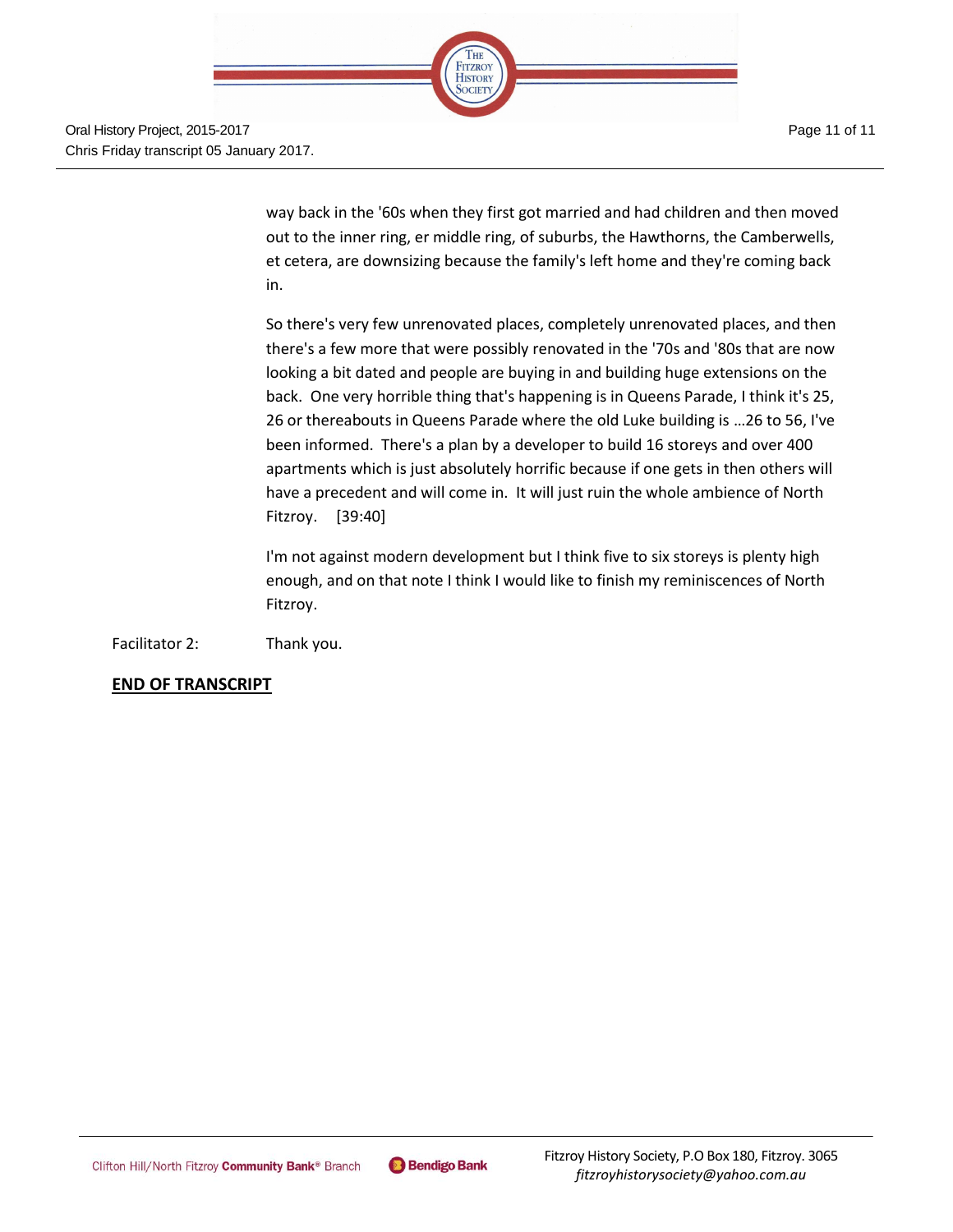way back in the '60s when they first got married and had children and then moved out to the inner ring, er middle ring, of suburbs, the Hawthorns, the Camberwells, et cetera, are downsizing because the family's left home and they're coming back in.

So there's very few unrenovated places, completely unrenovated places, and then there's a few more that were possibly renovated in the '70s and '80s that are now looking a bit dated and people are buying in and building huge extensions on the back. One very horrible thing that's happening is in Queens Parade, I think it's 25, 26 or thereabouts in Queens Parade where the old Luke building is …26 to 56, I've been informed. There's a plan by a developer to build 16 storeys and over 400 apartments which is just absolutely horrific because if one gets in then others will have a precedent and will come in. It will just ruin the whole ambience of North Fitzroy. [39:40]

I'm not against modern development but I think five to six storeys is plenty high enough, and on that note I think I would like to finish my reminiscences of North Fitzroy.

Facilitator 2: Thank you.

**END OF TRANSCRIPT**